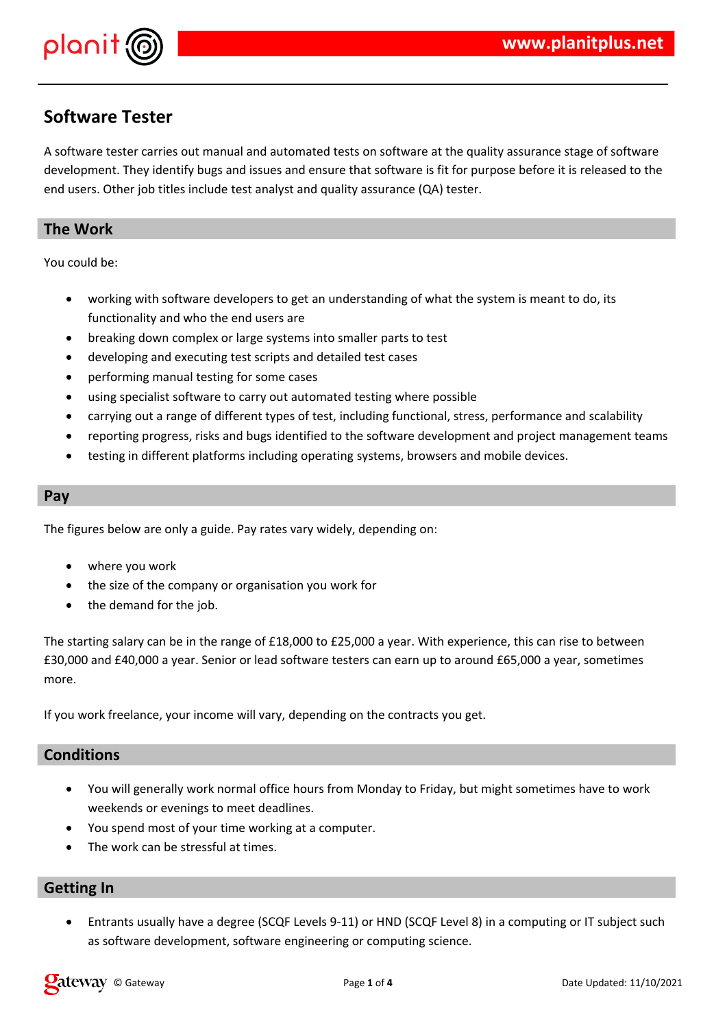# Software Tester

A software tester carries out manual and automated tests on software at the quality assurance stage of software development. They identify bugs and issues and ensure that software is fit for purpose before it is released to the end users. Other job titles include test analyst and quality assurance (QA) tester.

## The Work

You could be:

- working with software developers to get an understanding of what the system is meant to do, its functionality and who the end users are
- breaking down complex or large systems into smaller parts to test
- developing and executing test scripts and detailed test cases
- performing manual testing for some cases
- using specialist software to carry out automated testing where possible
- carrying out a range of different types of test, including functional, stress, performance and scalability
- reporting progress, risks and bugs identified to the software development and project management teams
- testing in different platforms including operating systems, browsers and mobile devices.

## Pay

The figures below are only a guide. Pay rates vary widely, depending on:

- where you work
- the size of the company or organisation you work for
- the demand for the job.

The starting salary can be in the range of £18,000 to £25,000 a year. With experience, this can rise to between £30,000 and £40,000 a year. Senior or lead software testers can earn up to around £65,000 a year, sometimes more.

If you work freelance, your income will vary, depending on the contracts you get.

## Conditions

- You will generally work normal office hours from Monday to Friday, but might sometimes have to work weekends or evenings to meet deadlines.
- You spend most of your time working at a computer.
- The work can be stressful at times.

## Getting In

- Entrants usually have a degree (SCQF Levels 9-11) or HND (SCQF Level 8) in a computing or IT subject such as software development, software engineering or computing science.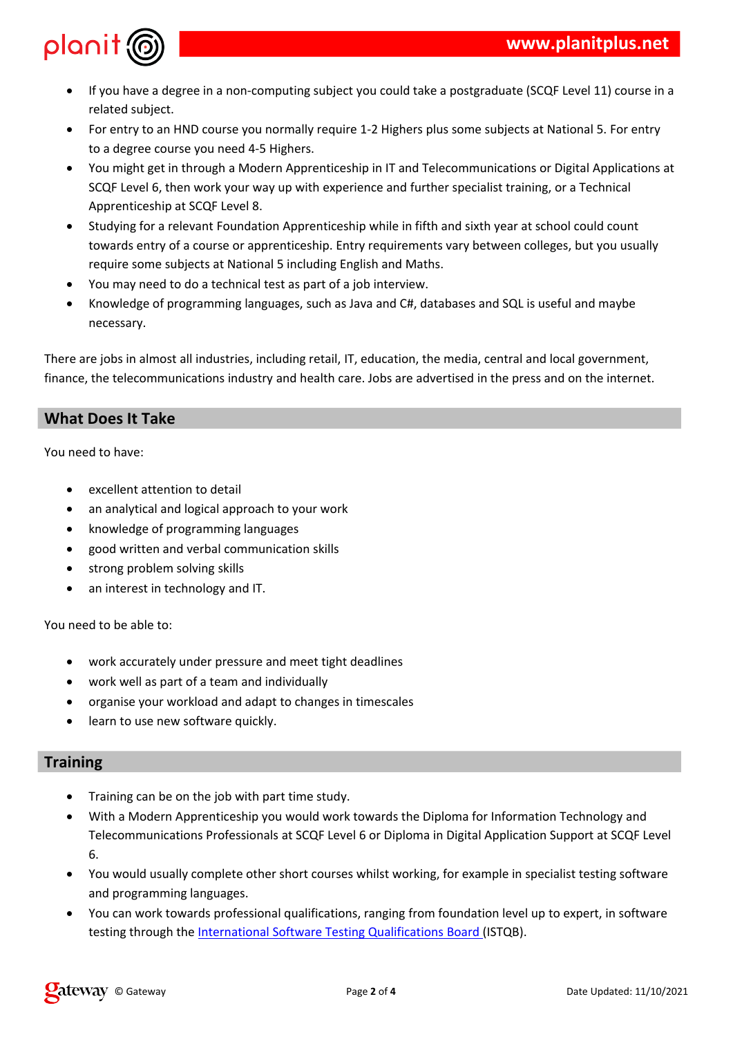- If you have a degree in a non-computing subject you could take a postgraduate (SCQF Level 11) course in a related subject.
- For entry to an HND course you normally require 1-2 Highers plus some subjects at National 5. For entry to a degree course you need 4-5 Highers.
- You might get in through a Modern Apprenticeship in IT and Telecommunications or Digital Applications at SCQF Level 6, then work your way up with experience and further specialist training, or a Technical Apprenticeship at SCQF Level 8.
- Studying for a relevant Foundation Apprenticeship while in fifth and sixth year at school could count towards entry of a course or apprenticeship. Entry requirements vary between colleges, but you usually require some subjects at National 5 including English and Maths.
- You may need to do a technical test as part of a job interview.
- Knowledge of programming languages, such as Java and C#, databases and SQL is useful and maybe necessary.

There are jobs in almost all industries, including retail, IT, education, the media, central and local government, finance, the telecommunications industry and health care. Jobs are advertised in the press and on the internet.

## What Does It Take

You need to have:

- excellent attention to detail
- an analytical and logical approach to your work
- knowledge of programming languages
- good written and verbal communication skills
- strong problem solving skills
- an interest in technology and IT.

You need to be able to:

- work accurately under pressure and meet tight deadlines
- work well as part of a team and individually
- organise your workload and adapt to changes in timescales
- learn to use new software quickly.

## Training

- Training can be on the job with part time study.
- With a Modern Apprenticeship you would work towards the Diploma for Information Technology and Telecommunications Professionals at SCQF Level 6 or Diploma in Digital Application Support at SCQF Level 6.
- You would usually complete other short courses whilst working, for example in specialist testing software and programming languages.
- You can work towards professional qualifications, ranging from foundation level up to expert, in software testing through the International Software Testing Qualifications Board (ISTQB).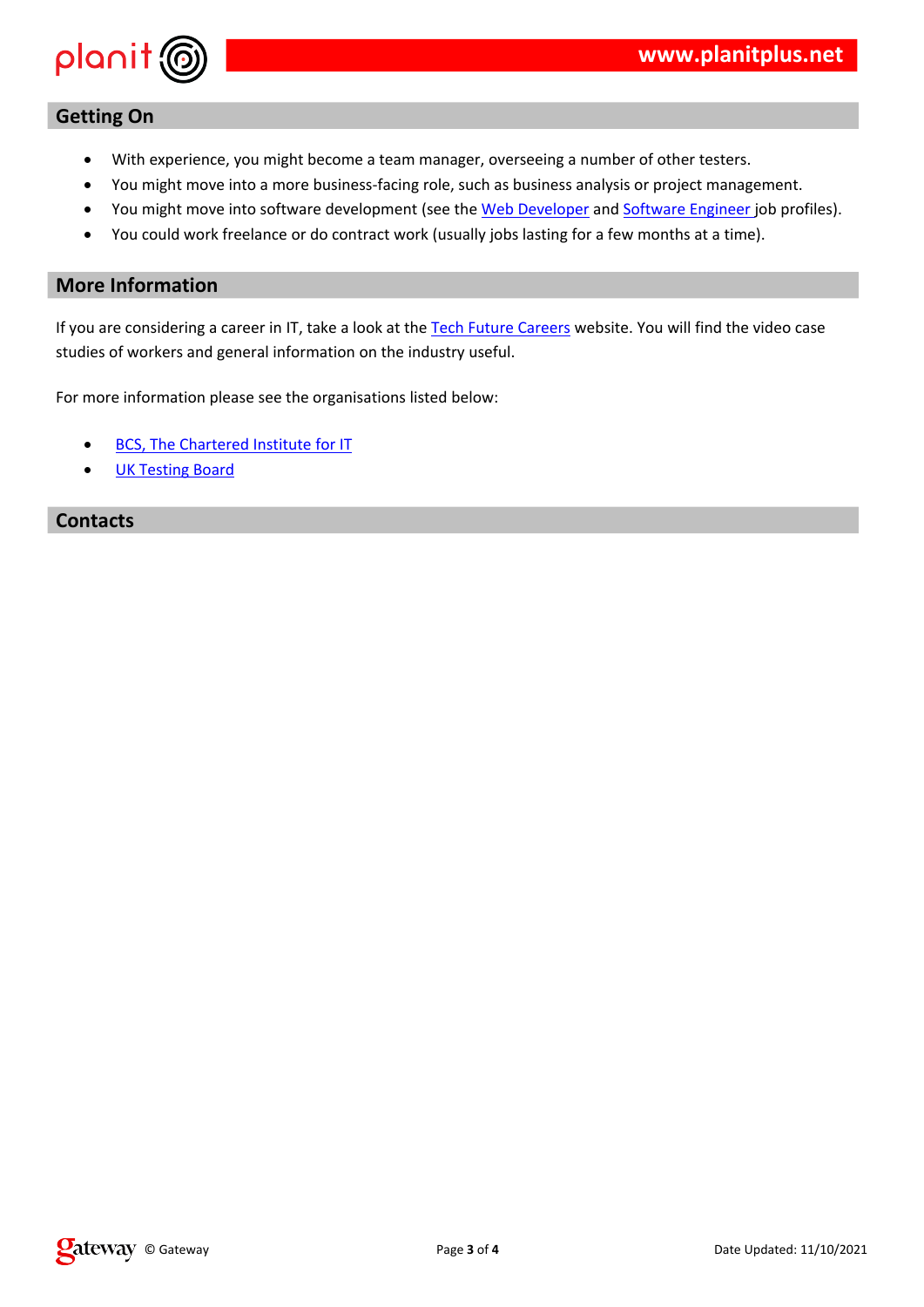## Getting On

- With experience, you might become a team manager, overseeing a number of other testers.
- You might move into a more business-facing role, such as business analysis or project management.
- You might move into software development (see the Web Developer and Software Engineer job profiles).
- You could work freelance or do contract work (usually jobs lasting for a few months at a time).

## More Information

If you are considering a career in IT, take a look at the Tech Future Careers website. You will find the video case studies of workers and general information on the industry useful.

For more information please see the organisations listed below:

- BCS, The Chartered Institute for IT
- UK Testing Board

## Contacts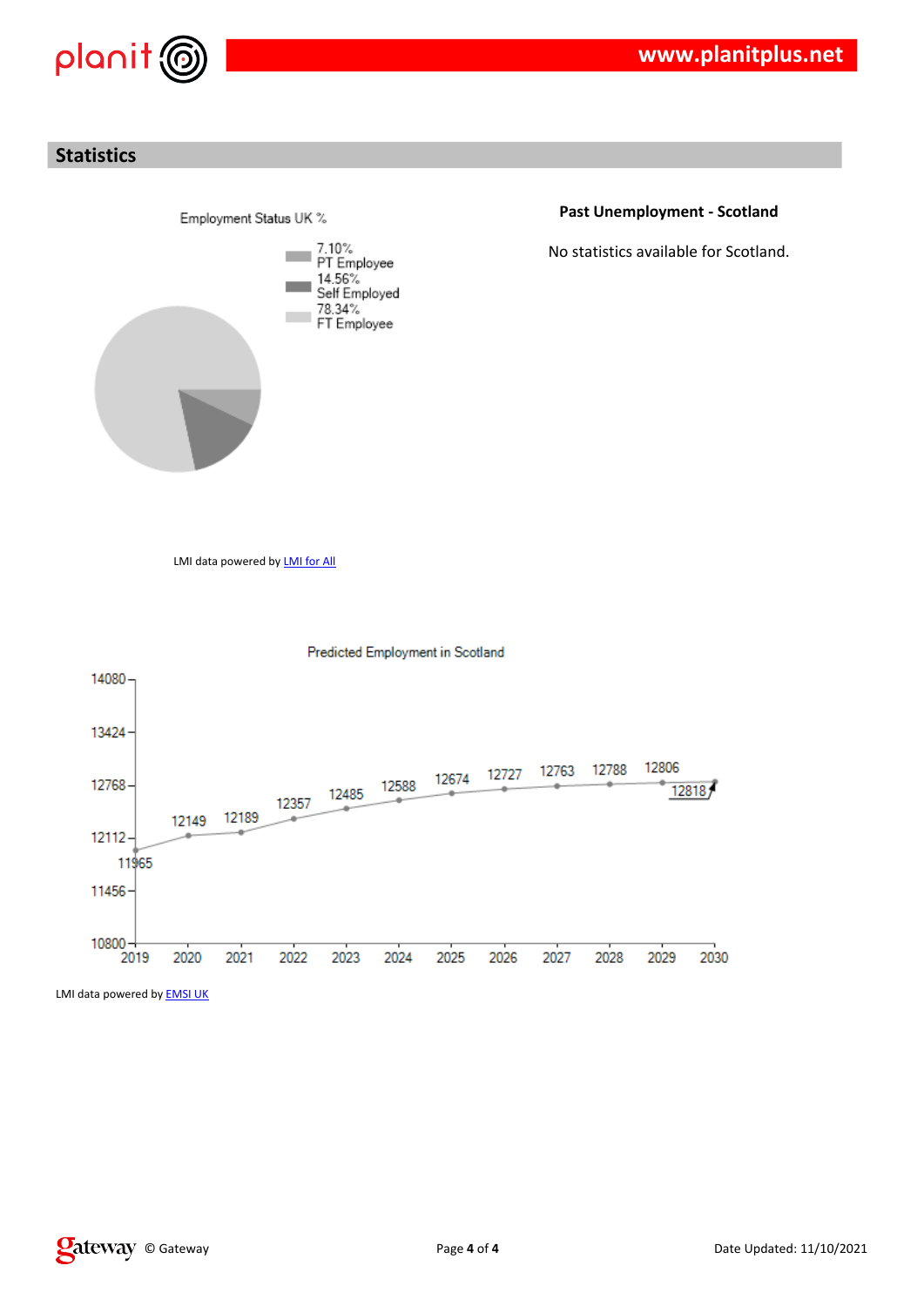## Statistics

Employment Status UK %

7.10%
PT Employee
14.56%
Self Employed
78.34%
FT Employee

LMI data powered by [LMI for All]

**Past Unemployment - Scotland**

No statistics available for Scotland.

Predicted Employment in Scotland

14080
13424
12768
12112
11456
10800

2019 2020 2021 2022 2023 2024 2025 2026 2027 2028 2029 2030

11965
12149
12189
12357
12485
12588
12674
12727
12763
12788
12806
12818

LMI data powered by [EMSI UK]